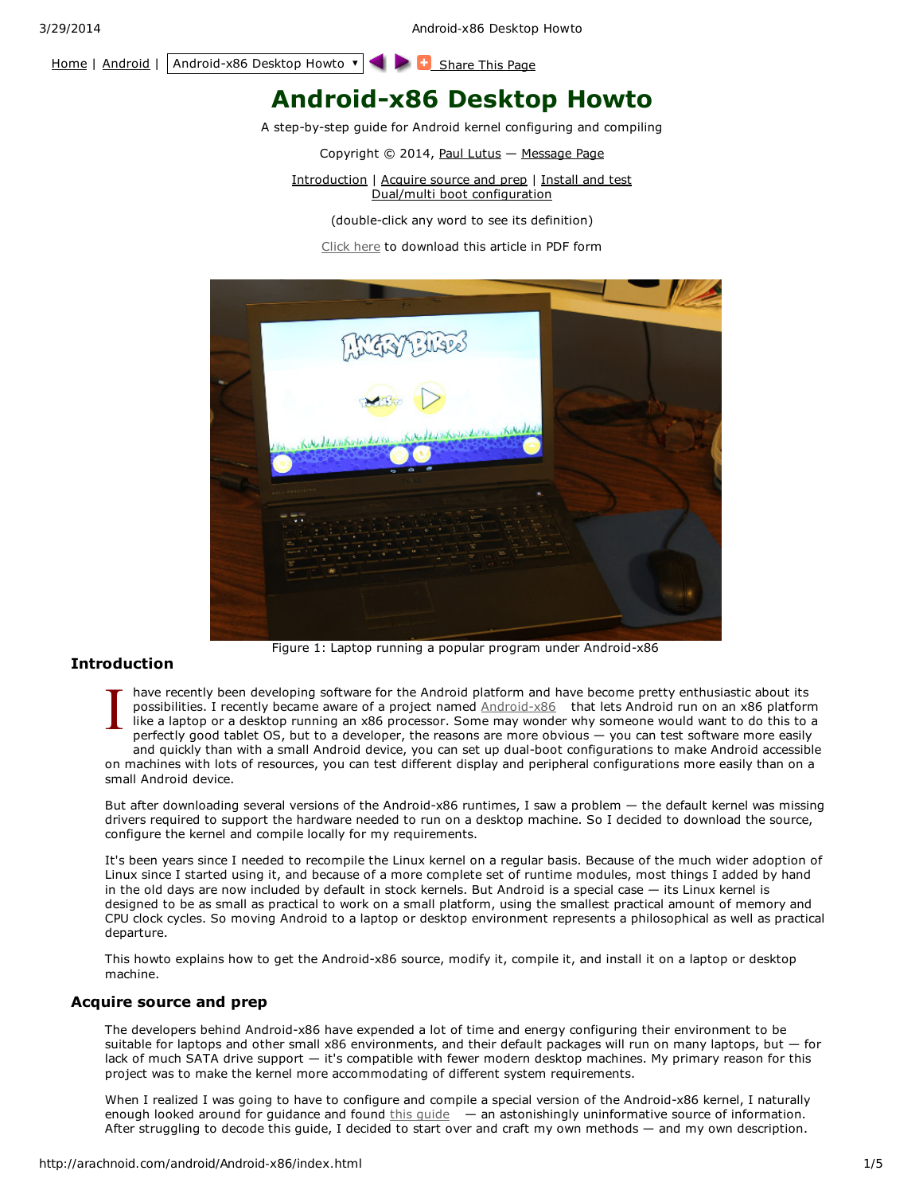Home | Android | Android-x86 Desktop Howto Share This Page

# Android-x86 Desktop Howto

A step-by-step guide for Android kernel configuring and compiling

Copyright © 2014, Paul Lutus — Message Page

Introduction | Acquire source and prep | Install and test
Dual/multi boot configuration

(double-click any word to see its definition)

Click here to download this article in PDF form

Figure 1: Laptop running a popular program under Android-x86

## Introduction

I have recently been developing software for the Android platform and have become pretty enthusiastic about its possibilities. I recently became aware of a project named Android-x86 that lets Android run on an x86 platform like a laptop or a desktop running an x86 processor. Some may wonder why someone would want to do this to a perfectly good tablet OS, but to a developer, the reasons are more obvious — you can test software more easily and quickly than with a small Android device, you can set up dual-boot configurations to make Android accessible on machines with lots of resources, you can test different display and peripheral configurations more easily than on a small Android device.

But after downloading several versions of the Android-x86 runtimes, I saw a problem — the default kernel was missing drivers required to support the hardware needed to run on a desktop machine. So I decided to download the source, configure the kernel and compile locally for my requirements.

It's been years since I needed to recompile the Linux kernel on a regular basis. Because of the much wider adoption of Linux since I started using it, and because of a more complete set of runtime modules, most things I added by hand in the old days are now included by default in stock kernels. But Android is a special case — its Linux kernel is designed to be as small as practical to work on a small platform, using the smallest practical amount of memory and CPU clock cycles. So moving Android to a laptop or desktop environment represents a philosophical as well as practical departure.

This howto explains how to get the Android-x86 source, modify it, compile it, and install it on a laptop or desktop machine.

## Acquire source and prep

The developers behind Android-x86 have expended a lot of time and energy configuring their environment to be suitable for laptops and other small x86 environments, and their default packages will run on many laptops, but — for lack of much SATA drive support — it's compatible with fewer modern desktop machines. My primary reason for this project was to make the kernel more accommodating of different system requirements.

When I realized I was going to have to configure and compile a special version of the Android-x86 kernel, I naturally enough looked around for guidance and found this guide — an astonishingly uninformative source of information. After struggling to decode this guide, I decided to start over and craft my own methods — and my own description.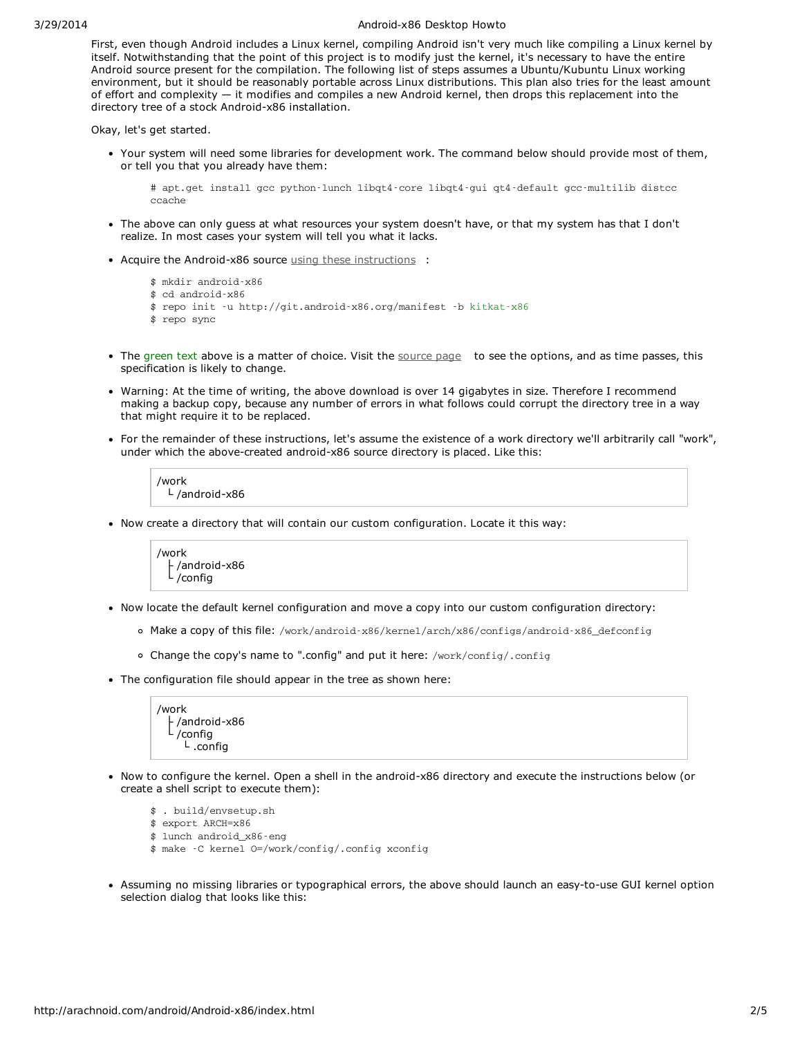First, even though Android includes a Linux kernel, compiling Android isn't very much like compiling a Linux kernel by itself. Notwithstanding that the point of this project is to modify just the kernel, it's necessary to have the entire Android source present for the compilation. The following list of steps assumes a Ubuntu/Kubuntu Linux working environment, but it should be reasonably portable across Linux distributions. This plan also tries for the least amount of effort and complexity — it modifies and compiles a new Android kernel, then drops this replacement into the directory tree of a stock Android-x86 installation.

Okay, let's get started.

- Your system will need some libraries for development work. The command below should provide most of them, or tell you that you already have them:

  ```
  # apt-get install gcc python-lunch libqt4-core libqt4-gui qt4-default gcc-multilib distcc ccache
  ```

- The above can only guess at what resources your system doesn't have, or that my system has that I don't realize. In most cases your system will tell you what it lacks.

- Acquire the Android-x86 source using these instructions :

  ```
  $ mkdir android-x86
  $ cd android-x86
  $ repo init -u http://git.android-x86.org/manifest -b kitkat-x86
  $ repo sync
  ```

- The green text above is a matter of choice. Visit the source page to see the options, and as time passes, this specification is likely to change.

- Warning: At the time of writing, the above download is over 14 gigabytes in size. Therefore I recommend making a backup copy, because any number of errors in what follows could corrupt the directory tree in a way that might require it to be replaced.

- For the remainder of these instructions, let's assume the existence of a work directory we'll arbitrarily call "work", under which the above-created android-x86 source directory is placed. Like this:

  ```
  /work
    └ /android-x86
  ```

- Now create a directory that will contain our custom configuration. Locate it this way:

  ```
  /work
    ├ /android-x86
    └ /config
  ```

- Now locate the default kernel configuration and move a copy into our custom configuration directory:
  - Make a copy of this file: `/work/android-x86/kernel/arch/x86/configs/android-x86_defconfig`
  - Change the copy's name to ".config" and put it here: `/work/config/.config`

- The configuration file should appear in the tree as shown here:

  ```
  /work
    ├ /android-x86
    └ /config
        └ .config
  ```

- Now to configure the kernel. Open a shell in the android-x86 directory and execute the instructions below (or create a shell script to execute them):

  ```
  $ . build/envsetup.sh
  $ export ARCH=x86
  $ lunch android_x86-eng
  $ make -C kernel O=/work/config/.config xconfig
  ```

- Assuming no missing libraries or typographical errors, the above should launch an easy-to-use GUI kernel option selection dialog that looks like this: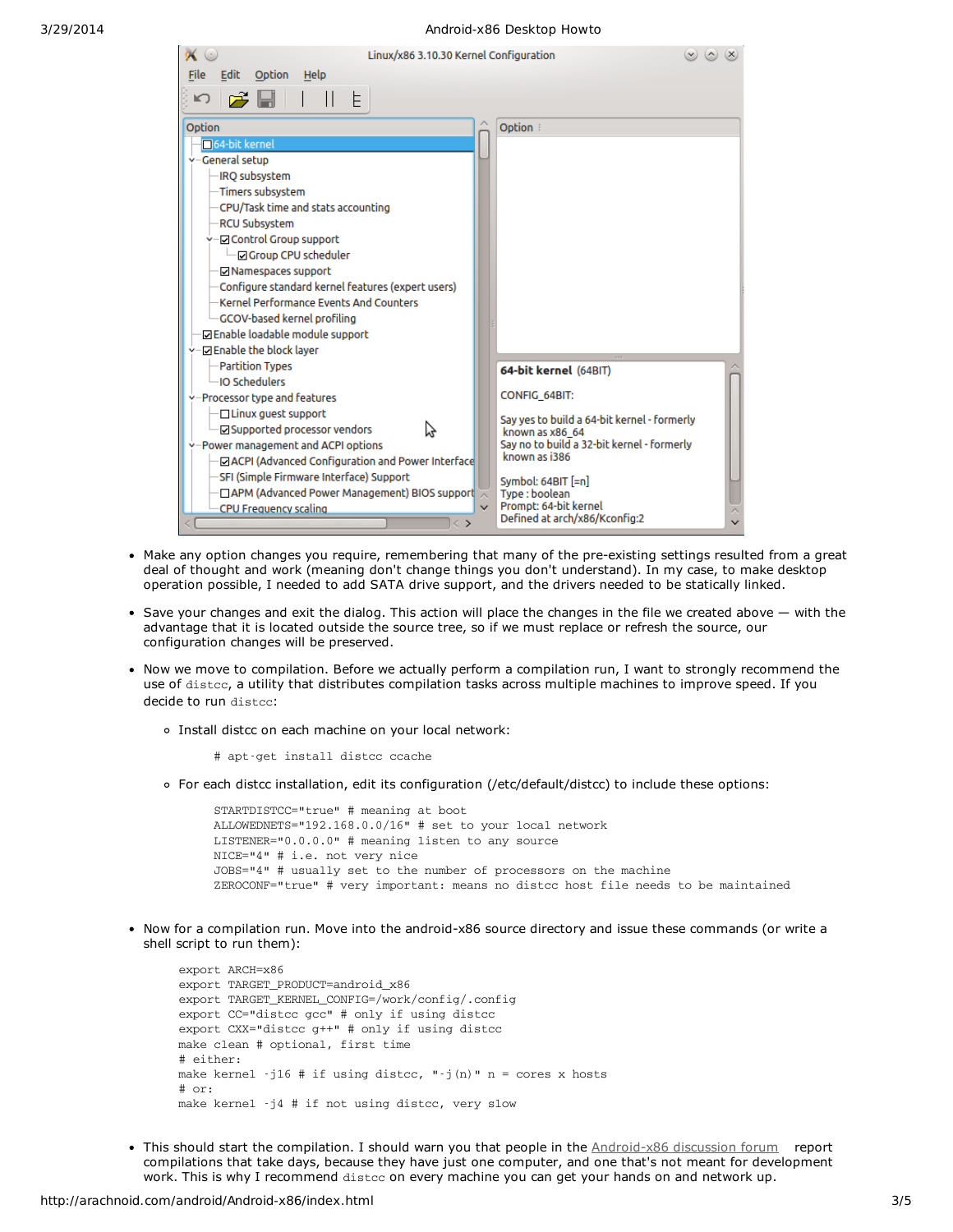- Make any option changes you require, remembering that many of the pre-existing settings resulted from a great deal of thought and work (meaning don't change things you don't understand). In my case, to make desktop operation possible, I needed to add SATA drive support, and the drivers needed to be statically linked.

- Save your changes and exit the dialog. This action will place the changes in the file we created above — with the advantage that it is located outside the source tree, so if we must replace or refresh the source, our configuration changes will be preserved.

- Now we move to compilation. Before we actually perform a compilation run, I want to strongly recommend the use of `distcc`, a utility that distributes compilation tasks across multiple machines to improve speed. If you decide to run `distcc`:

  - Install distcc on each machine on your local network:

    ```
    # apt-get install distcc ccache
    ```

  - For each distcc installation, edit its configuration (/etc/default/distcc) to include these options:

    ```
    STARTDISTCC="true" # meaning at boot
    ALLOWEDNETS="192.168.0.0/16" # set to your local network
    LISTENER="0.0.0.0" # meaning listen to any source
    NICE="4" # i.e. not very nice
    JOBS="4" # usually set to the number of processors on the machine
    ZEROCONF="true" # very important: means no distcc host file needs to be maintained
    ```

- Now for a compilation run. Move into the android-x86 source directory and issue these commands (or write a shell script to run them):

  ```
  export ARCH=x86
  export TARGET_PRODUCT=android_x86
  export TARGET_KERNEL_CONFIG=/work/config/.config
  export CC="distcc gcc" # only if using distcc
  export CXX="distcc g++" # only if using distcc
  make clean # optional, first time
  # either:
  make kernel -j16 # if using distcc, "-j(n)" n = cores x hosts
  # or:
  make kernel -j4 # if not using distcc, very slow
  ```

- This should start the compilation. I should warn you that people in the Android-x86 discussion forum report compilations that take days, because they have just one computer, and one that's not meant for development work. This is why I recommend `distcc` on every machine you can get your hands on and network up.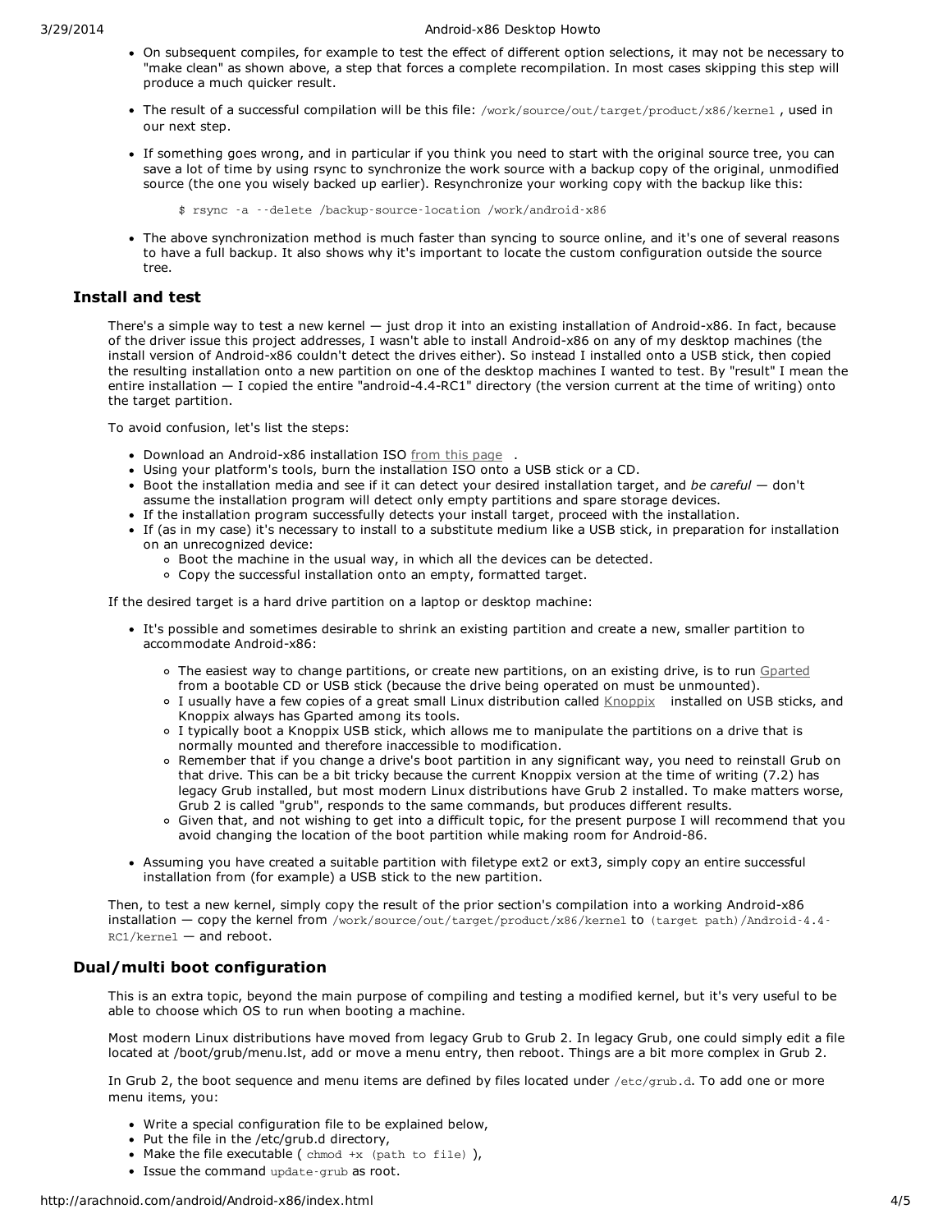- On subsequent compiles, for example to test the effect of different option selections, it may not be necessary to "make clean" as shown above, a step that forces a complete recompilation. In most cases skipping this step will produce a much quicker result.
- The result of a successful compilation will be this file: `/work/source/out/target/product/x86/kernel` , used in our next step.
- If something goes wrong, and in particular if you think you need to start with the original source tree, you can save a lot of time by using rsync to synchronize the work source with a backup copy of the original, unmodified source (the one you wisely backed up earlier). Resynchronize your working copy with the backup like this:

```
$ rsync -a --delete /backup-source-location /work/android-x86
```

- The above synchronization method is much faster than syncing to source online, and it's one of several reasons to have a full backup. It also shows why it's important to locate the custom configuration outside the source tree.

## Install and test

There's a simple way to test a new kernel — just drop it into an existing installation of Android-x86. In fact, because of the driver issue this project addresses, I wasn't able to install Android-x86 on any of my desktop machines (the install version of Android-x86 couldn't detect the drives either). So instead I installed onto a USB stick, then copied the resulting installation onto a new partition on one of the desktop machines I wanted to test. By "result" I mean the entire installation — I copied the entire "android-4.4-RC1" directory (the version current at the time of writing) onto the target partition.

To avoid confusion, let's list the steps:

- Download an Android-x86 installation ISO from this page .
- Using your platform's tools, burn the installation ISO onto a USB stick or a CD.
- Boot the installation media and see if it can detect your desired installation target, and *be careful* — don't assume the installation program will detect only empty partitions and spare storage devices.
- If the installation program successfully detects your install target, proceed with the installation.
- If (as in my case) it's necessary to install to a substitute medium like a USB stick, in preparation for installation on an unrecognized device:
  - Boot the machine in the usual way, in which all the devices can be detected.
  - Copy the successful installation onto an empty, formatted target.

If the desired target is a hard drive partition on a laptop or desktop machine:

- It's possible and sometimes desirable to shrink an existing partition and create a new, smaller partition to accommodate Android-x86:
  - The easiest way to change partitions, or create new partitions, on an existing drive, is to run Gparted from a bootable CD or USB stick (because the drive being operated on must be unmounted).
  - I usually have a few copies of a great small Linux distribution called Knoppix installed on USB sticks, and Knoppix always has Gparted among its tools.
  - I typically boot a Knoppix USB stick, which allows me to manipulate the partitions on a drive that is normally mounted and therefore inaccessible to modification.
  - Remember that if you change a drive's boot partition in any significant way, you need to reinstall Grub on that drive. This can be a bit tricky because the current Knoppix version at the time of writing (7.2) has legacy Grub installed, but most modern Linux distributions have Grub 2 installed. To make matters worse, Grub 2 is called "grub", responds to the same commands, but produces different results.
  - Given that, and not wishing to get into a difficult topic, for the present purpose I will recommend that you avoid changing the location of the boot partition while making room for Android-86.
- Assuming you have created a suitable partition with filetype ext2 or ext3, simply copy an entire successful installation from (for example) a USB stick to the new partition.

Then, to test a new kernel, simply copy the result of the prior section's compilation into a working Android-x86 installation — copy the kernel from `/work/source/out/target/product/x86/kernel` to `(target path)/Android-4.4-RC1/kernel` — and reboot.

## Dual/multi boot configuration

This is an extra topic, beyond the main purpose of compiling and testing a modified kernel, but it's very useful to be able to choose which OS to run when booting a machine.

Most modern Linux distributions have moved from legacy Grub to Grub 2. In legacy Grub, one could simply edit a file located at /boot/grub/menu.lst, add or move a menu entry, then reboot. Things are a bit more complex in Grub 2.

In Grub 2, the boot sequence and menu items are defined by files located under `/etc/grub.d`. To add one or more menu items, you:

- Write a special configuration file to be explained below,
- Put the file in the /etc/grub.d directory,
- Make the file executable ( `chmod +x (path to file)` ),
- Issue the command `update-grub` as root.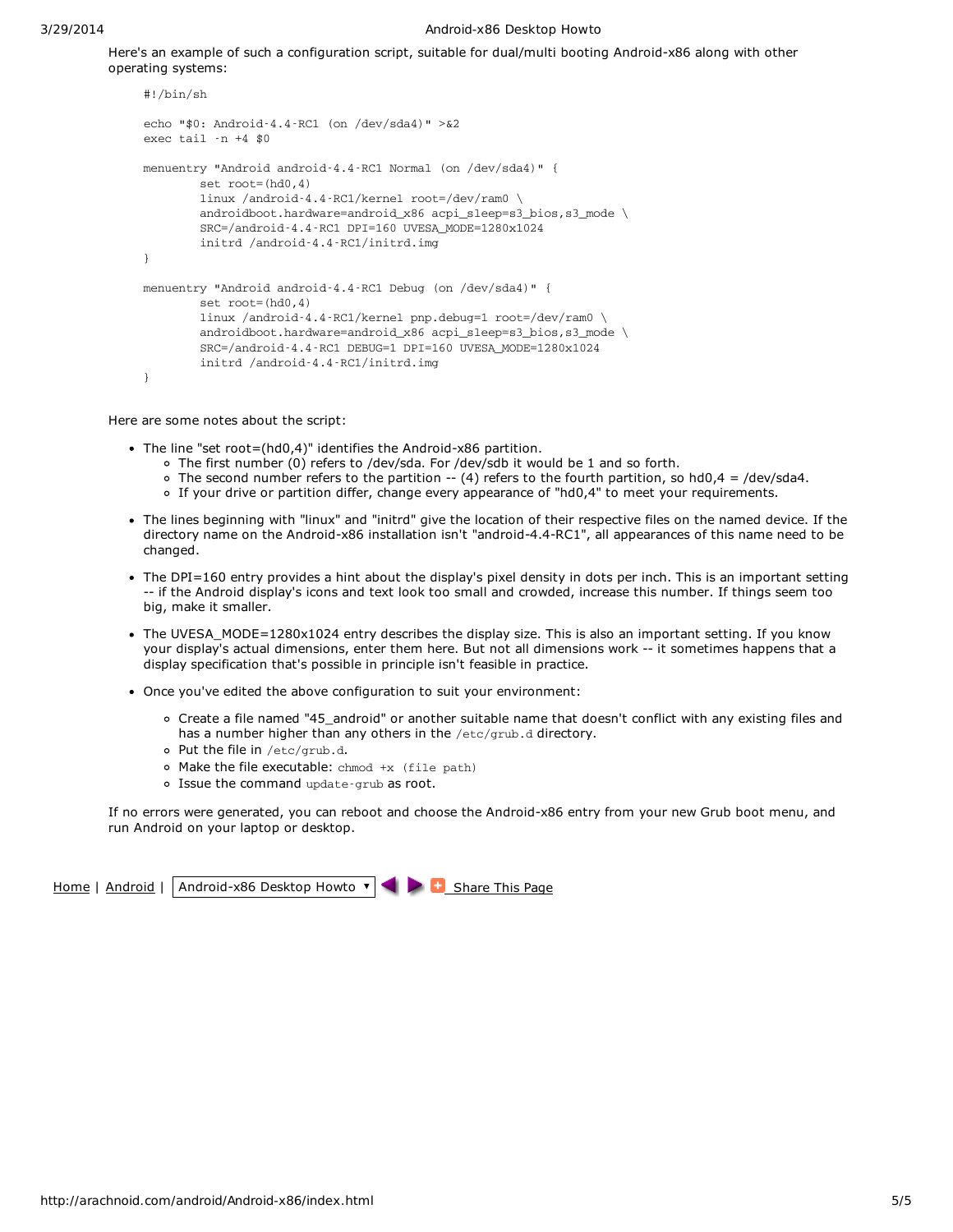Here's an example of such a configuration script, suitable for dual/multi booting Android-x86 along with other operating systems:

```
#!/bin/sh

echo "$0: Android-4.4-RC1 (on /dev/sda4)" >&2
exec tail -n +4 $0

menuentry "Android android-4.4-RC1 Normal (on /dev/sda4)" {
        set root=(hd0,4)
        linux /android-4.4-RC1/kernel root=/dev/ram0 \
        androidboot.hardware=android_x86 acpi_sleep=s3_bios,s3_mode \
        SRC=/android-4.4-RC1 DPI=160 UVESA_MODE=1280x1024
        initrd /android-4.4-RC1/initrd.img
}

menuentry "Android android-4.4-RC1 Debug (on /dev/sda4)" {
        set root=(hd0,4)
        linux /android-4.4-RC1/kernel pnp.debug=1 root=/dev/ram0 \
        androidboot.hardware=android_x86 acpi_sleep=s3_bios,s3_mode \
        SRC=/android-4.4-RC1 DEBUG=1 DPI=160 UVESA_MODE=1280x1024
        initrd /android-4.4-RC1/initrd.img
}
```

Here are some notes about the script:

- The line "set root=(hd0,4)" identifies the Android-x86 partition.
  - The first number (0) refers to /dev/sda. For /dev/sdb it would be 1 and so forth.
  - The second number refers to the partition -- (4) refers to the fourth partition, so hd0,4 = /dev/sda4.
  - If your drive or partition differ, change every appearance of "hd0,4" to meet your requirements.
- The lines beginning with "linux" and "initrd" give the location of their respective files on the named device. If the directory name on the Android-x86 installation isn't "android-4.4-RC1", all appearances of this name need to be changed.
- The DPI=160 entry provides a hint about the display's pixel density in dots per inch. This is an important setting -- if the Android display's icons and text look too small and crowded, increase this number. If things seem too big, make it smaller.
- The UVESA_MODE=1280x1024 entry describes the display size. This is also an important setting. If you know your display's actual dimensions, enter them here. But not all dimensions work -- it sometimes happens that a display specification that's possible in principle isn't feasible in practice.
- Once you've edited the above configuration to suit your environment:
  - Create a file named "45_android" or another suitable name that doesn't conflict with any existing files and has a number higher than any others in the `/etc/grub.d` directory.
  - Put the file in `/etc/grub.d`.
  - Make the file executable: `chmod +x (file path)`
  - Issue the command `update-grub` as root.

If no errors were generated, you can reboot and choose the Android-x86 entry from your new Grub boot menu, and run Android on your laptop or desktop.

Home | Android | Android-x86 Desktop Howto Share This Page